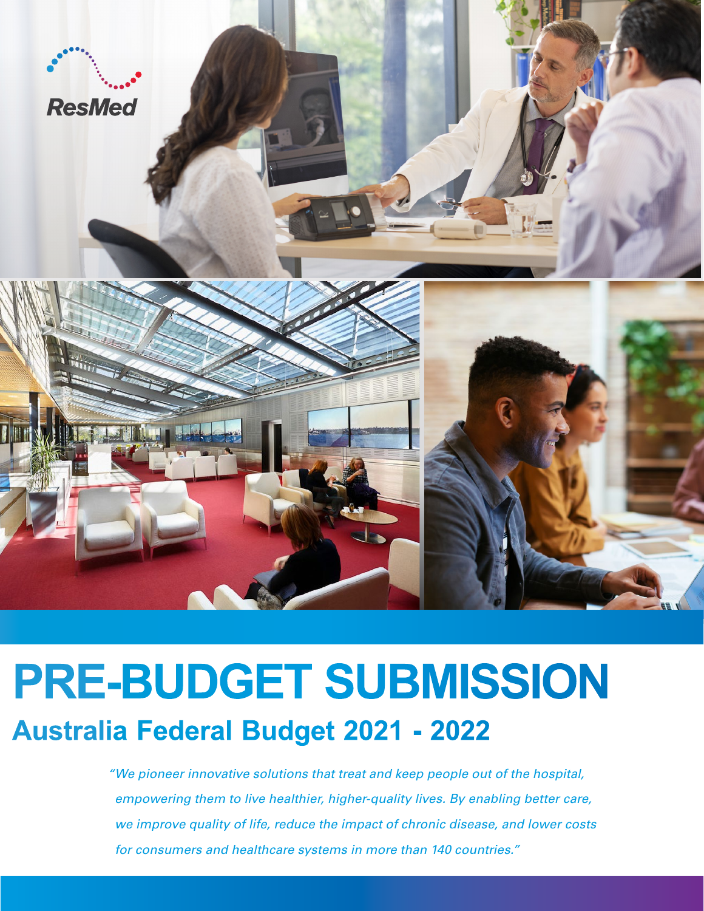ResMed

# PRE-BUDGET SUBMISSION

## Australia Federal Budget 2021 - 2022

*"We pioneer innovative solutions that treat and keep people out of the hospital, empowering them to live healthier, higher-quality lives. By enabling better care, we improve quality of life, reduce the impact of chronic disease, and lower costs for consumers and healthcare systems in more than 140 countries."*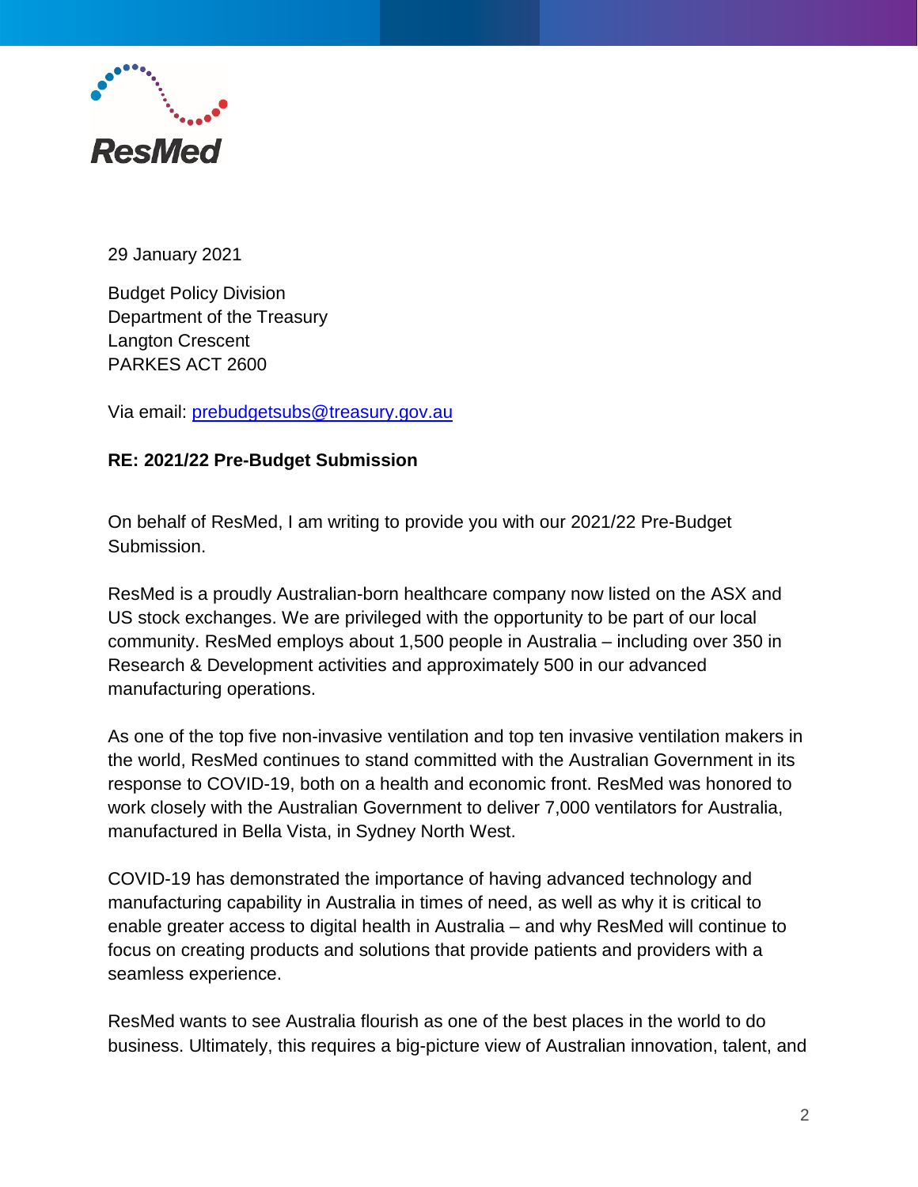29 January 2021

Budget Policy Division
Department of the Treasury
Langton Crescent
PARKES ACT 2600

Via email: [prebudgetsubs@treasury.gov.au](mailto:prebudgetsubs@treasury.gov.au)

**RE: 2021/22 Pre-Budget Submission**

On behalf of ResMed, I am writing to provide you with our 2021/22 Pre-Budget Submission.

ResMed is a proudly Australian-born healthcare company now listed on the ASX and US stock exchanges. We are privileged with the opportunity to be part of our local community. ResMed employs about 1,500 people in Australia – including over 350 in Research & Development activities and approximately 500 in our advanced manufacturing operations.

As one of the top five non-invasive ventilation and top ten invasive ventilation makers in the world, ResMed continues to stand committed with the Australian Government in its response to COVID-19, both on a health and economic front. ResMed was honored to work closely with the Australian Government to deliver 7,000 ventilators for Australia, manufactured in Bella Vista, in Sydney North West.

COVID-19 has demonstrated the importance of having advanced technology and manufacturing capability in Australia in times of need, as well as why it is critical to enable greater access to digital health in Australia – and why ResMed will continue to focus on creating products and solutions that provide patients and providers with a seamless experience.

ResMed wants to see Australia flourish as one of the best places in the world to do business. Ultimately, this requires a big-picture view of Australian innovation, talent, and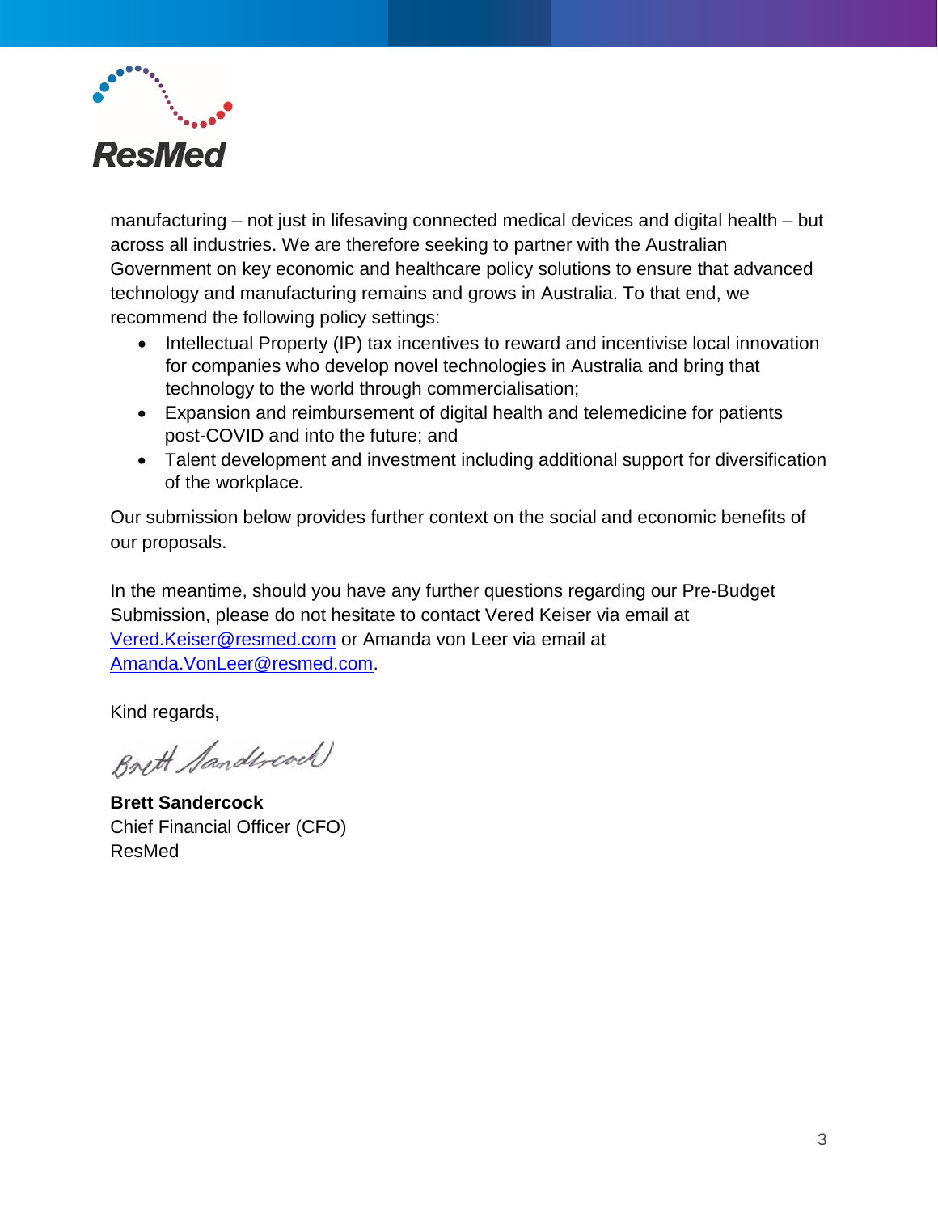manufacturing – not just in lifesaving connected medical devices and digital health – but across all industries. We are therefore seeking to partner with the Australian Government on key economic and healthcare policy solutions to ensure that advanced technology and manufacturing remains and grows in Australia. To that end, we recommend the following policy settings:

- Intellectual Property (IP) tax incentives to reward and incentivise local innovation for companies who develop novel technologies in Australia and bring that technology to the world through commercialisation;
- Expansion and reimbursement of digital health and telemedicine for patients post-COVID and into the future; and
- Talent development and investment including additional support for diversification of the workplace.

Our submission below provides further context on the social and economic benefits of our proposals.

In the meantime, should you have any further questions regarding our Pre-Budget Submission, please do not hesitate to contact Vered Keiser via email at Vered.Keiser@resmed.com or Amanda von Leer via email at Amanda.VonLeer@resmed.com.

Kind regards,

**Brett Sandercock**
Chief Financial Officer (CFO)
ResMed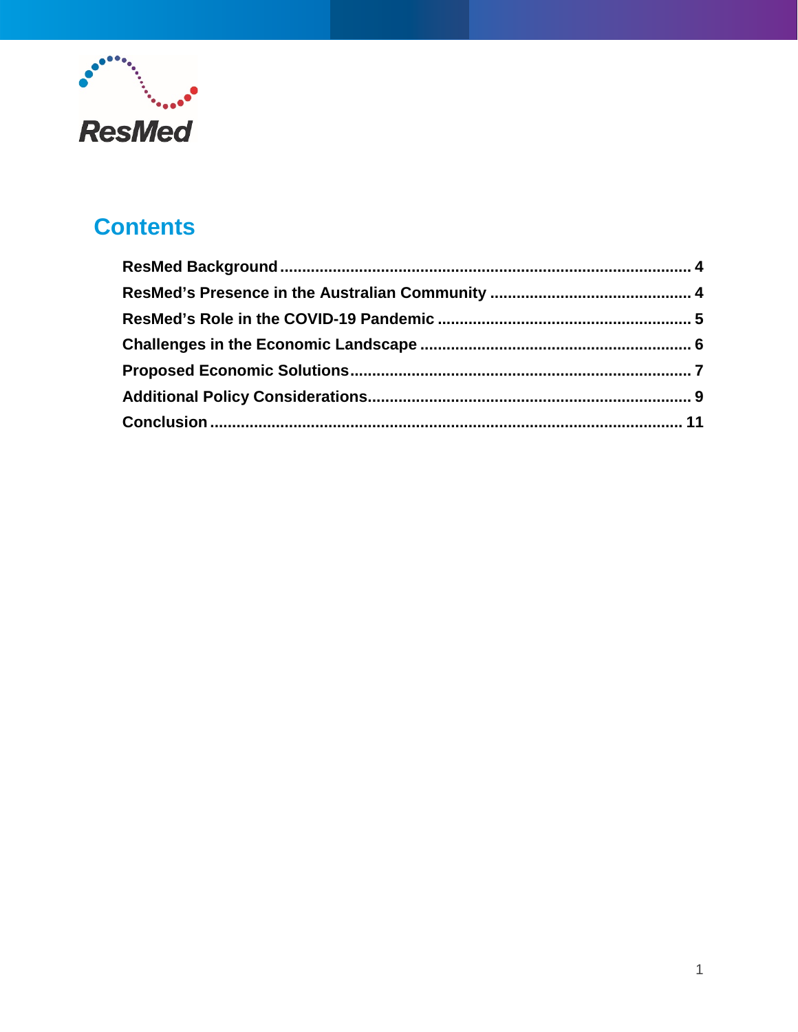# Contents

**ResMed Background** .......... 4
**ResMed's Presence in the Australian Community** .......... 4
**ResMed's Role in the COVID-19 Pandemic** .......... 5
**Challenges in the Economic Landscape** .......... 6
**Proposed Economic Solutions** .......... 7
**Additional Policy Considerations** .......... 9
**Conclusion** .......... 11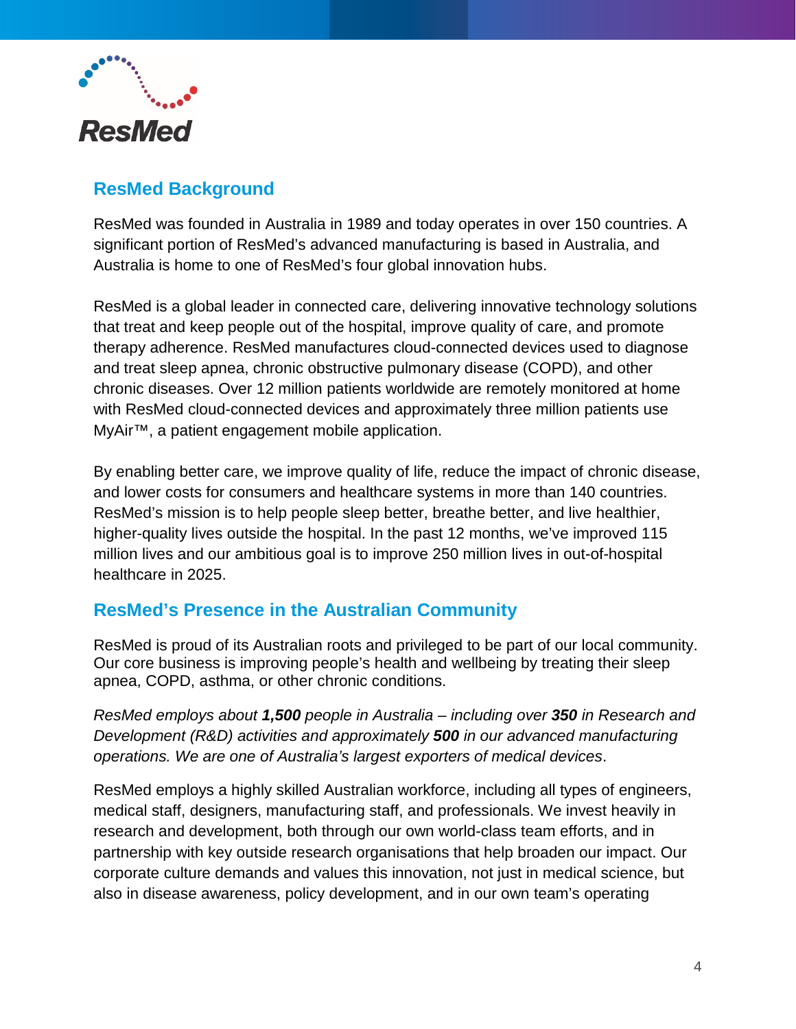## ResMed Background

ResMed was founded in Australia in 1989 and today operates in over 150 countries. A significant portion of ResMed's advanced manufacturing is based in Australia, and Australia is home to one of ResMed's four global innovation hubs.

ResMed is a global leader in connected care, delivering innovative technology solutions that treat and keep people out of the hospital, improve quality of care, and promote therapy adherence. ResMed manufactures cloud-connected devices used to diagnose and treat sleep apnea, chronic obstructive pulmonary disease (COPD), and other chronic diseases. Over 12 million patients worldwide are remotely monitored at home with ResMed cloud-connected devices and approximately three million patients use MyAir™, a patient engagement mobile application.

By enabling better care, we improve quality of life, reduce the impact of chronic disease, and lower costs for consumers and healthcare systems in more than 140 countries. ResMed's mission is to help people sleep better, breathe better, and live healthier, higher-quality lives outside the hospital. In the past 12 months, we've improved 115 million lives and our ambitious goal is to improve 250 million lives in out-of-hospital healthcare in 2025.

## ResMed's Presence in the Australian Community

ResMed is proud of its Australian roots and privileged to be part of our local community. Our core business is improving people's health and wellbeing by treating their sleep apnea, COPD, asthma, or other chronic conditions.

*ResMed employs about **1,500** people in Australia – including over **350** in Research and Development (R&D) activities and approximately **500** in our advanced manufacturing operations. We are one of Australia's largest exporters of medical devices*.

ResMed employs a highly skilled Australian workforce, including all types of engineers, medical staff, designers, manufacturing staff, and professionals. We invest heavily in research and development, both through our own world-class team efforts, and in partnership with key outside research organisations that help broaden our impact. Our corporate culture demands and values this innovation, not just in medical science, but also in disease awareness, policy development, and in our own team's operating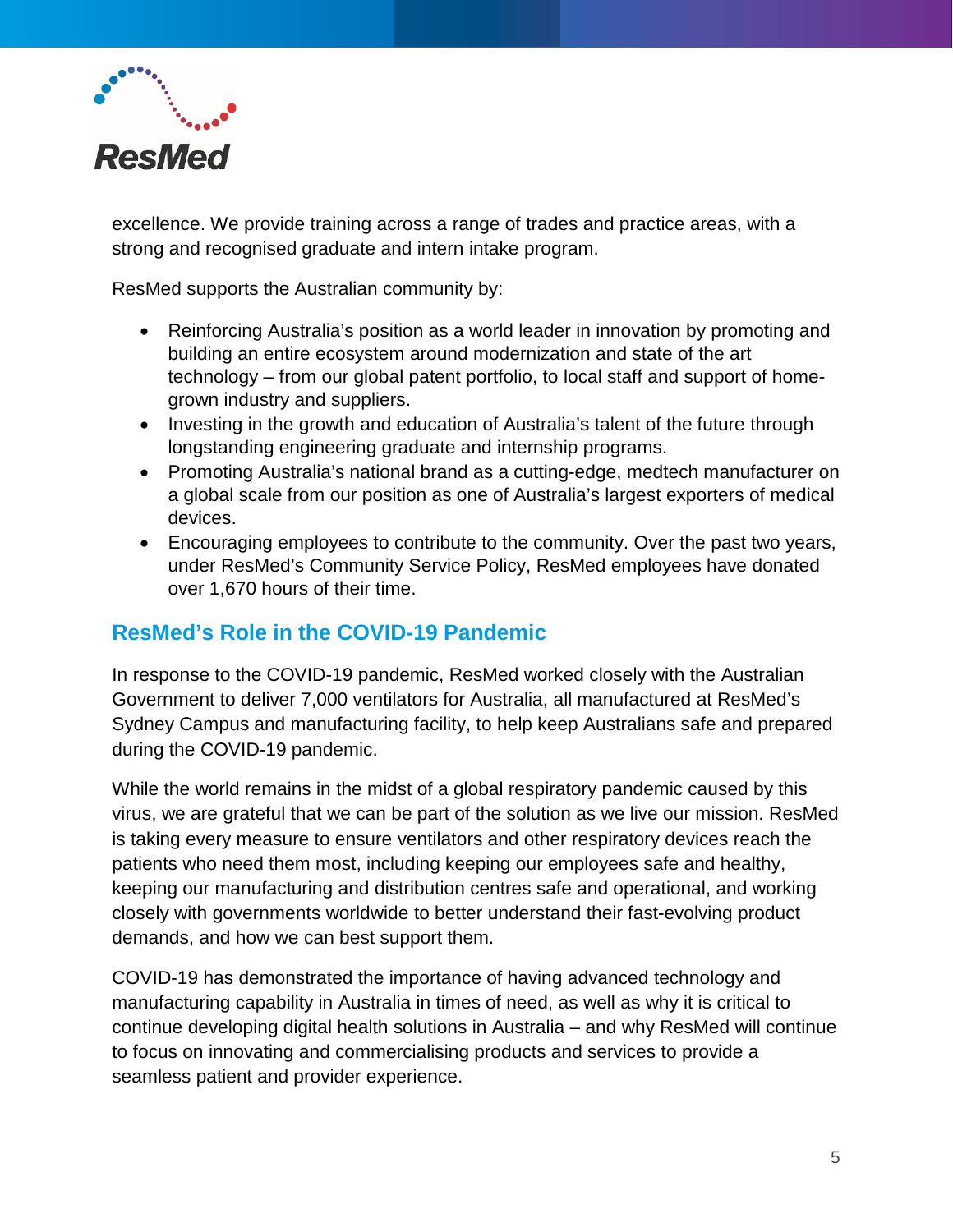excellence. We provide training across a range of trades and practice areas, with a strong and recognised graduate and intern intake program.

ResMed supports the Australian community by:

- Reinforcing Australia's position as a world leader in innovation by promoting and building an entire ecosystem around modernization and state of the art technology – from our global patent portfolio, to local staff and support of home-grown industry and suppliers.
- Investing in the growth and education of Australia's talent of the future through longstanding engineering graduate and internship programs.
- Promoting Australia's national brand as a cutting-edge, medtech manufacturer on a global scale from our position as one of Australia's largest exporters of medical devices.
- Encouraging employees to contribute to the community. Over the past two years, under ResMed's Community Service Policy, ResMed employees have donated over 1,670 hours of their time.

## ResMed's Role in the COVID-19 Pandemic

In response to the COVID-19 pandemic, ResMed worked closely with the Australian Government to deliver 7,000 ventilators for Australia, all manufactured at ResMed's Sydney Campus and manufacturing facility, to help keep Australians safe and prepared during the COVID-19 pandemic.

While the world remains in the midst of a global respiratory pandemic caused by this virus, we are grateful that we can be part of the solution as we live our mission. ResMed is taking every measure to ensure ventilators and other respiratory devices reach the patients who need them most, including keeping our employees safe and healthy, keeping our manufacturing and distribution centres safe and operational, and working closely with governments worldwide to better understand their fast-evolving product demands, and how we can best support them.

COVID-19 has demonstrated the importance of having advanced technology and manufacturing capability in Australia in times of need, as well as why it is critical to continue developing digital health solutions in Australia – and why ResMed will continue to focus on innovating and commercialising products and services to provide a seamless patient and provider experience.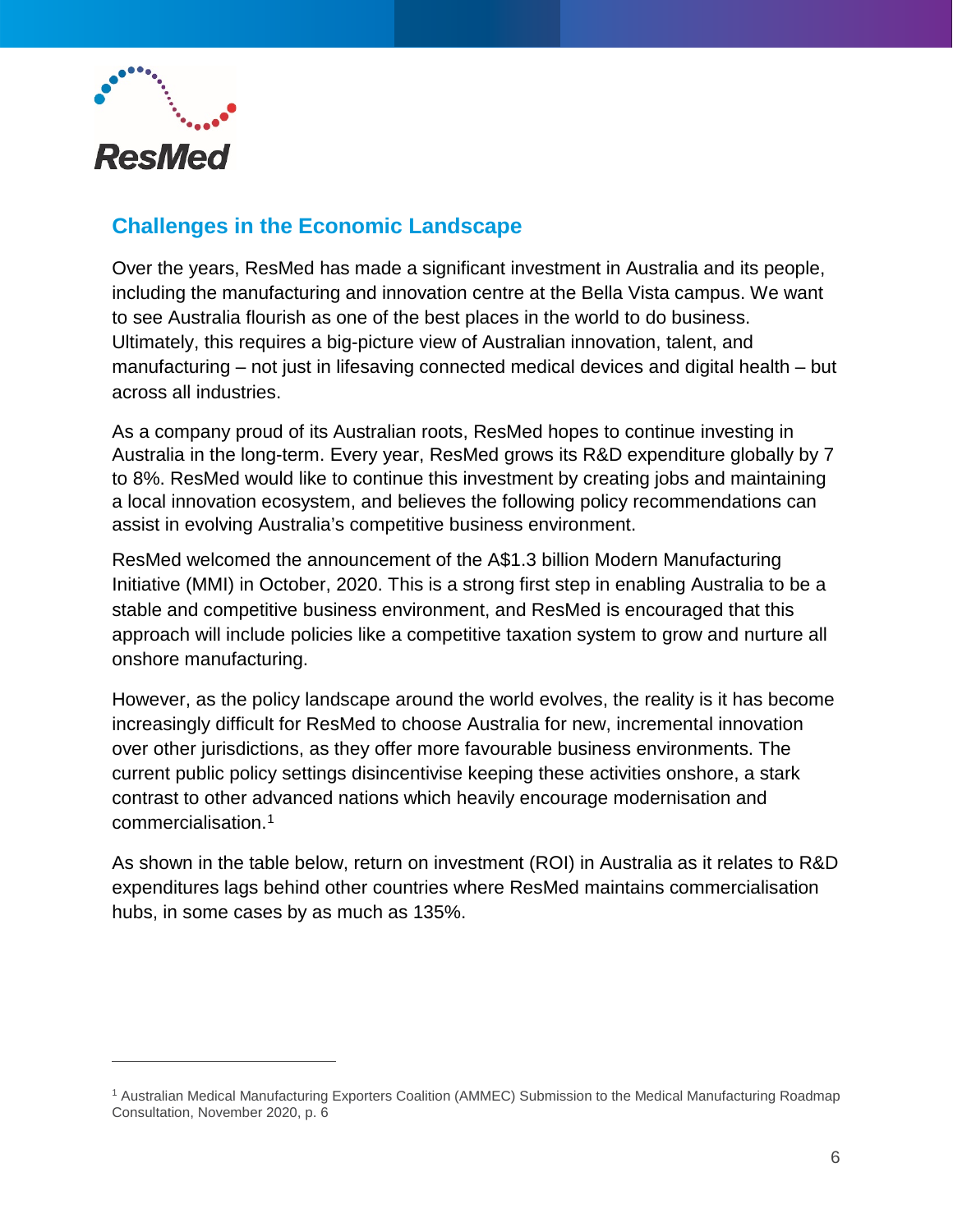## Challenges in the Economic Landscape

Over the years, ResMed has made a significant investment in Australia and its people, including the manufacturing and innovation centre at the Bella Vista campus. We want to see Australia flourish as one of the best places in the world to do business. Ultimately, this requires a big-picture view of Australian innovation, talent, and manufacturing – not just in lifesaving connected medical devices and digital health – but across all industries.

As a company proud of its Australian roots, ResMed hopes to continue investing in Australia in the long-term. Every year, ResMed grows its R&D expenditure globally by 7 to 8%. ResMed would like to continue this investment by creating jobs and maintaining a local innovation ecosystem, and believes the following policy recommendations can assist in evolving Australia's competitive business environment.

ResMed welcomed the announcement of the A$1.3 billion Modern Manufacturing Initiative (MMI) in October, 2020. This is a strong first step in enabling Australia to be a stable and competitive business environment, and ResMed is encouraged that this approach will include policies like a competitive taxation system to grow and nurture all onshore manufacturing.

However, as the policy landscape around the world evolves, the reality is it has become increasingly difficult for ResMed to choose Australia for new, incremental innovation over other jurisdictions, as they offer more favourable business environments. The current public policy settings disincentivise keeping these activities onshore, a stark contrast to other advanced nations which heavily encourage modernisation and commercialisation.[1]

As shown in the table below, return on investment (ROI) in Australia as it relates to R&D expenditures lags behind other countries where ResMed maintains commercialisation hubs, in some cases by as much as 135%.

---

[1] Australian Medical Manufacturing Exporters Coalition (AMMEC) Submission to the Medical Manufacturing Roadmap Consultation, November 2020, p. 6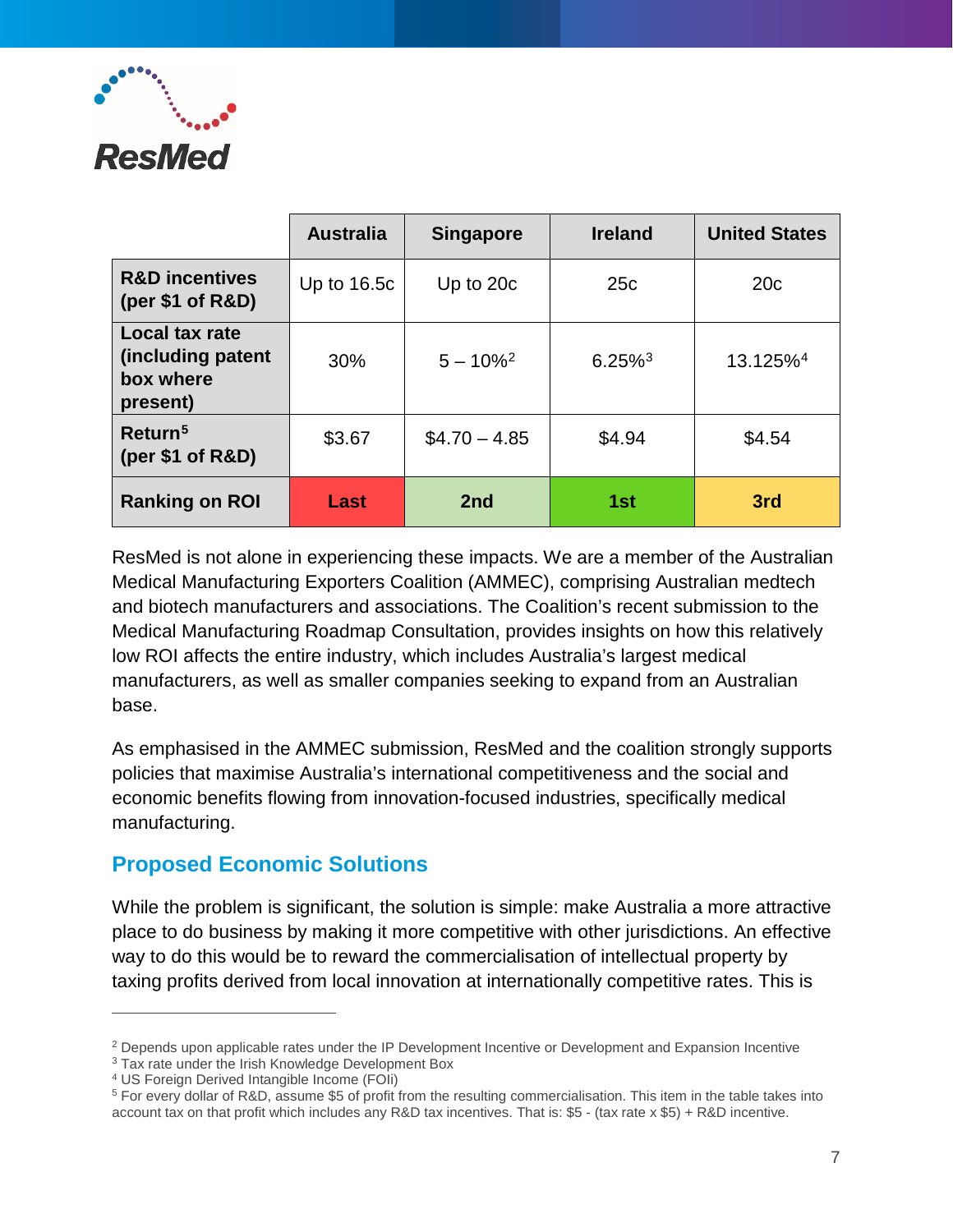| | Australia | Singapore | Ireland | United States |
|---|---|---|---|---|
| **R&D incentives (per $1 of R&D)** | Up to 16.5c | Up to 20c | 25c | 20c |
| **Local tax rate (including patent box where present)** | 30% | 5 – 10%[2] | 6.25%[3] | 13.125%[4] |
| **Return[5] (per $1 of R&D)** | $3.67 | $4.70 – 4.85 | $4.94 | $4.54 |
| **Ranking on ROI** | **Last** | **2nd** | **1st** | **3rd** |

ResMed is not alone in experiencing these impacts. We are a member of the Australian Medical Manufacturing Exporters Coalition (AMMEC), comprising Australian medtech and biotech manufacturers and associations. The Coalition's recent submission to the Medical Manufacturing Roadmap Consultation, provides insights on how this relatively low ROI affects the entire industry, which includes Australia's largest medical manufacturers, as well as smaller companies seeking to expand from an Australian base.

As emphasised in the AMMEC submission, ResMed and the coalition strongly supports policies that maximise Australia's international competitiveness and the social and economic benefits flowing from innovation-focused industries, specifically medical manufacturing.

## Proposed Economic Solutions

While the problem is significant, the solution is simple: make Australia a more attractive place to do business by making it more competitive with other jurisdictions. An effective way to do this would be to reward the commercialisation of intellectual property by taxing profits derived from local innovation at internationally competitive rates. This is

---

[2] Depends upon applicable rates under the IP Development Incentive or Development and Expansion Incentive

[3] Tax rate under the Irish Knowledge Development Box

[4] US Foreign Derived Intangible Income (FOIi)

[5] For every dollar of R&D, assume $5 of profit from the resulting commercialisation. This item in the table takes into account tax on that profit which includes any R&D tax incentives. That is: $5 - (tax rate x $5) + R&D incentive.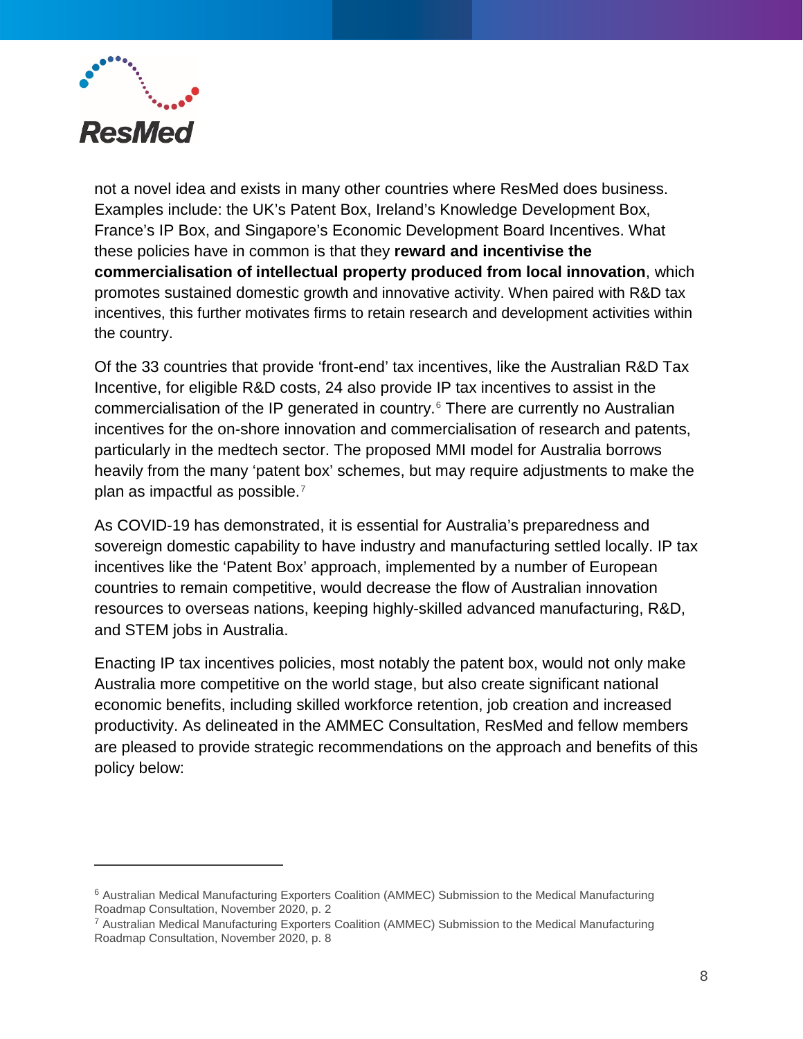not a novel idea and exists in many other countries where ResMed does business. Examples include: the UK's Patent Box, Ireland's Knowledge Development Box, France's IP Box, and Singapore's Economic Development Board Incentives. What these policies have in common is that they **reward and incentivise the commercialisation of intellectual property produced from local innovation**, which promotes sustained domestic growth and innovative activity. When paired with R&D tax incentives, this further motivates firms to retain research and development activities within the country.

Of the 33 countries that provide 'front-end' tax incentives, like the Australian R&D Tax Incentive, for eligible R&D costs, 24 also provide IP tax incentives to assist in the commercialisation of the IP generated in country.[6] There are currently no Australian incentives for the on-shore innovation and commercialisation of research and patents, particularly in the medtech sector. The proposed MMI model for Australia borrows heavily from the many 'patent box' schemes, but may require adjustments to make the plan as impactful as possible.[7]

As COVID-19 has demonstrated, it is essential for Australia's preparedness and sovereign domestic capability to have industry and manufacturing settled locally. IP tax incentives like the 'Patent Box' approach, implemented by a number of European countries to remain competitive, would decrease the flow of Australian innovation resources to overseas nations, keeping highly-skilled advanced manufacturing, R&D, and STEM jobs in Australia.

Enacting IP tax incentives policies, most notably the patent box, would not only make Australia more competitive on the world stage, but also create significant national economic benefits, including skilled workforce retention, job creation and increased productivity. As delineated in the AMMEC Consultation, ResMed and fellow members are pleased to provide strategic recommendations on the approach and benefits of this policy below:

---

[6] Australian Medical Manufacturing Exporters Coalition (AMMEC) Submission to the Medical Manufacturing Roadmap Consultation, November 2020, p. 2

[7] Australian Medical Manufacturing Exporters Coalition (AMMEC) Submission to the Medical Manufacturing Roadmap Consultation, November 2020, p. 8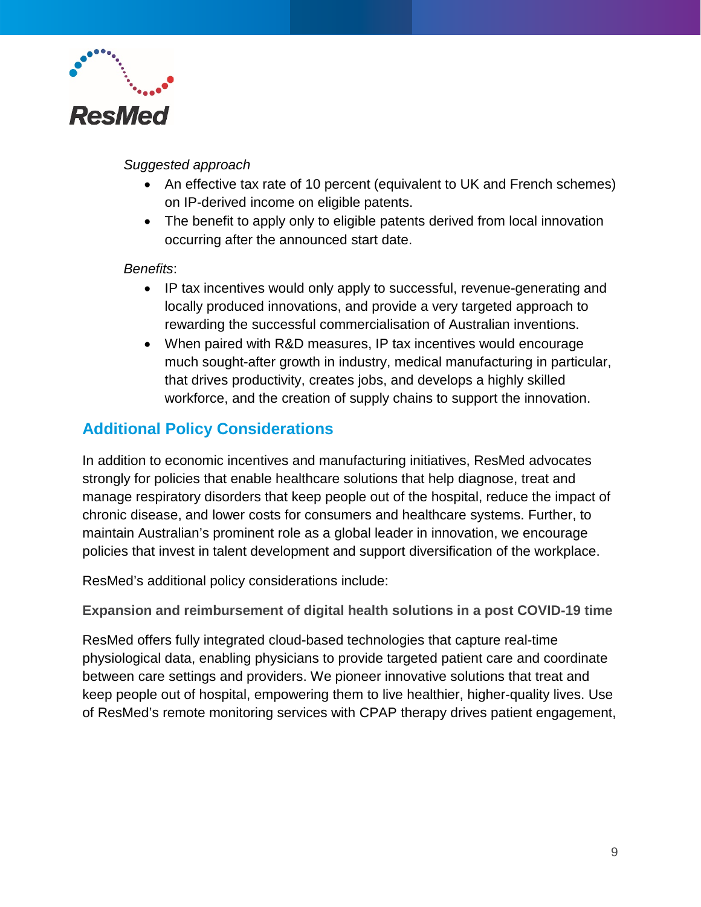*Suggested approach*

- An effective tax rate of 10 percent (equivalent to UK and French schemes) on IP-derived income on eligible patents.
- The benefit to apply only to eligible patents derived from local innovation occurring after the announced start date.

*Benefits*:

- IP tax incentives would only apply to successful, revenue-generating and locally produced innovations, and provide a very targeted approach to rewarding the successful commercialisation of Australian inventions.
- When paired with R&D measures, IP tax incentives would encourage much sought-after growth in industry, medical manufacturing in particular, that drives productivity, creates jobs, and develops a highly skilled workforce, and the creation of supply chains to support the innovation.

## Additional Policy Considerations

In addition to economic incentives and manufacturing initiatives, ResMed advocates strongly for policies that enable healthcare solutions that help diagnose, treat and manage respiratory disorders that keep people out of the hospital, reduce the impact of chronic disease, and lower costs for consumers and healthcare systems. Further, to maintain Australian's prominent role as a global leader in innovation, we encourage policies that invest in talent development and support diversification of the workplace.

ResMed's additional policy considerations include:

### Expansion and reimbursement of digital health solutions in a post COVID-19 time

ResMed offers fully integrated cloud-based technologies that capture real-time physiological data, enabling physicians to provide targeted patient care and coordinate between care settings and providers. We pioneer innovative solutions that treat and keep people out of hospital, empowering them to live healthier, higher-quality lives. Use of ResMed's remote monitoring services with CPAP therapy drives patient engagement,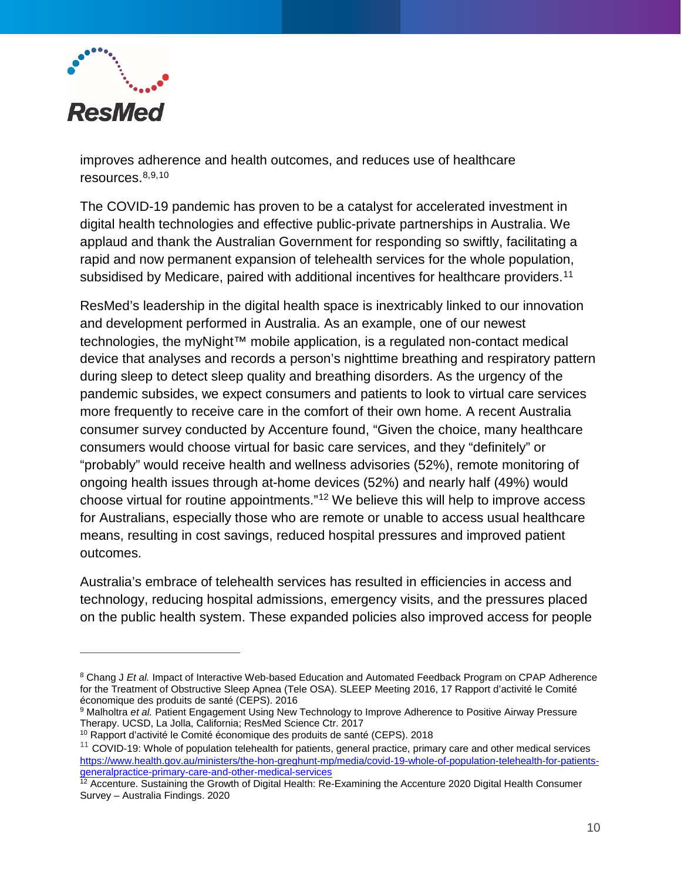improves adherence and health outcomes, and reduces use of healthcare resources.[8,9,10]

The COVID-19 pandemic has proven to be a catalyst for accelerated investment in digital health technologies and effective public-private partnerships in Australia. We applaud and thank the Australian Government for responding so swiftly, facilitating a rapid and now permanent expansion of telehealth services for the whole population, subsidised by Medicare, paired with additional incentives for healthcare providers.[11]

ResMed's leadership in the digital health space is inextricably linked to our innovation and development performed in Australia. As an example, one of our newest technologies, the myNight™ mobile application, is a regulated non-contact medical device that analyses and records a person's nighttime breathing and respiratory pattern during sleep to detect sleep quality and breathing disorders. As the urgency of the pandemic subsides, we expect consumers and patients to look to virtual care services more frequently to receive care in the comfort of their own home. A recent Australia consumer survey conducted by Accenture found, "Given the choice, many healthcare consumers would choose virtual for basic care services, and they "definitely" or "probably" would receive health and wellness advisories (52%), remote monitoring of ongoing health issues through at-home devices (52%) and nearly half (49%) would choose virtual for routine appointments."[12] We believe this will help to improve access for Australians, especially those who are remote or unable to access usual healthcare means, resulting in cost savings, reduced hospital pressures and improved patient outcomes.

Australia's embrace of telehealth services has resulted in efficiencies in access and technology, reducing hospital admissions, emergency visits, and the pressures placed on the public health system. These expanded policies also improved access for people

---

[8] Chang J *Et al.* Impact of Interactive Web-based Education and Automated Feedback Program on CPAP Adherence for the Treatment of Obstructive Sleep Apnea (Tele OSA). SLEEP Meeting 2016, 17 Rapport d'activité le Comité économique des produits de santé (CEPS). 2016

[9] Malholtra *et al.* Patient Engagement Using New Technology to Improve Adherence to Positive Airway Pressure Therapy. UCSD, La Jolla, California; ResMed Science Ctr. 2017

[10] Rapport d'activité le Comité économique des produits de santé (CEPS). 2018

[11] COVID-19: Whole of population telehealth for patients, general practice, primary care and other medical services https://www.health.gov.au/ministers/the-hon-greghunt-mp/media/covid-19-whole-of-population-telehealth-for-patients-generalpractice-primary-care-and-other-medical-services

[12] Accenture. Sustaining the Growth of Digital Health: Re-Examining the Accenture 2020 Digital Health Consumer Survey – Australia Findings. 2020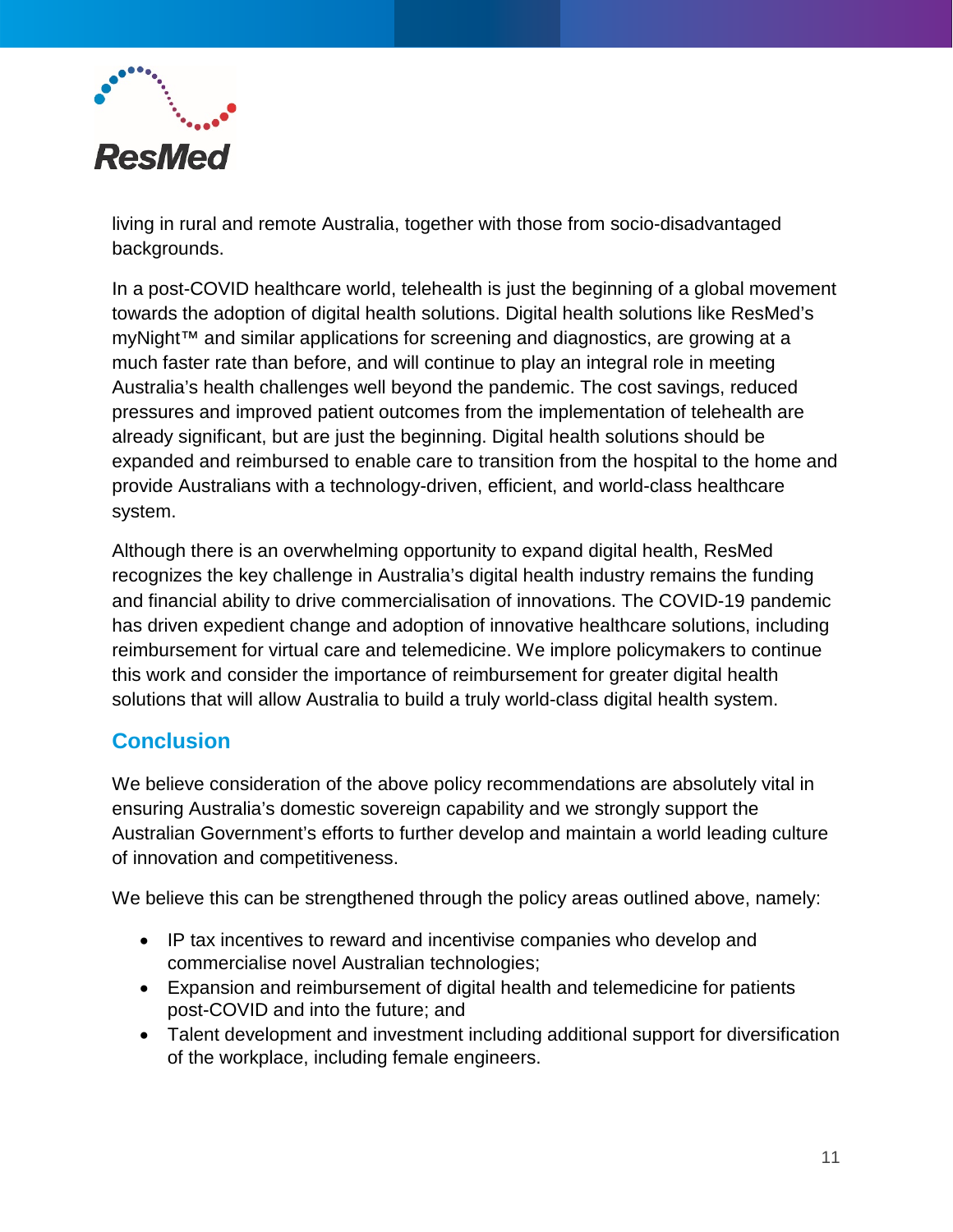living in rural and remote Australia, together with those from socio-disadvantaged backgrounds.

In a post-COVID healthcare world, telehealth is just the beginning of a global movement towards the adoption of digital health solutions. Digital health solutions like ResMed's myNight™ and similar applications for screening and diagnostics, are growing at a much faster rate than before, and will continue to play an integral role in meeting Australia's health challenges well beyond the pandemic. The cost savings, reduced pressures and improved patient outcomes from the implementation of telehealth are already significant, but are just the beginning. Digital health solutions should be expanded and reimbursed to enable care to transition from the hospital to the home and provide Australians with a technology-driven, efficient, and world-class healthcare system.

Although there is an overwhelming opportunity to expand digital health, ResMed recognizes the key challenge in Australia's digital health industry remains the funding and financial ability to drive commercialisation of innovations. The COVID-19 pandemic has driven expedient change and adoption of innovative healthcare solutions, including reimbursement for virtual care and telemedicine. We implore policymakers to continue this work and consider the importance of reimbursement for greater digital health solutions that will allow Australia to build a truly world-class digital health system.

## Conclusion

We believe consideration of the above policy recommendations are absolutely vital in ensuring Australia's domestic sovereign capability and we strongly support the Australian Government's efforts to further develop and maintain a world leading culture of innovation and competitiveness.

We believe this can be strengthened through the policy areas outlined above, namely:

- IP tax incentives to reward and incentivise companies who develop and commercialise novel Australian technologies;
- Expansion and reimbursement of digital health and telemedicine for patients post-COVID and into the future; and
- Talent development and investment including additional support for diversification of the workplace, including female engineers.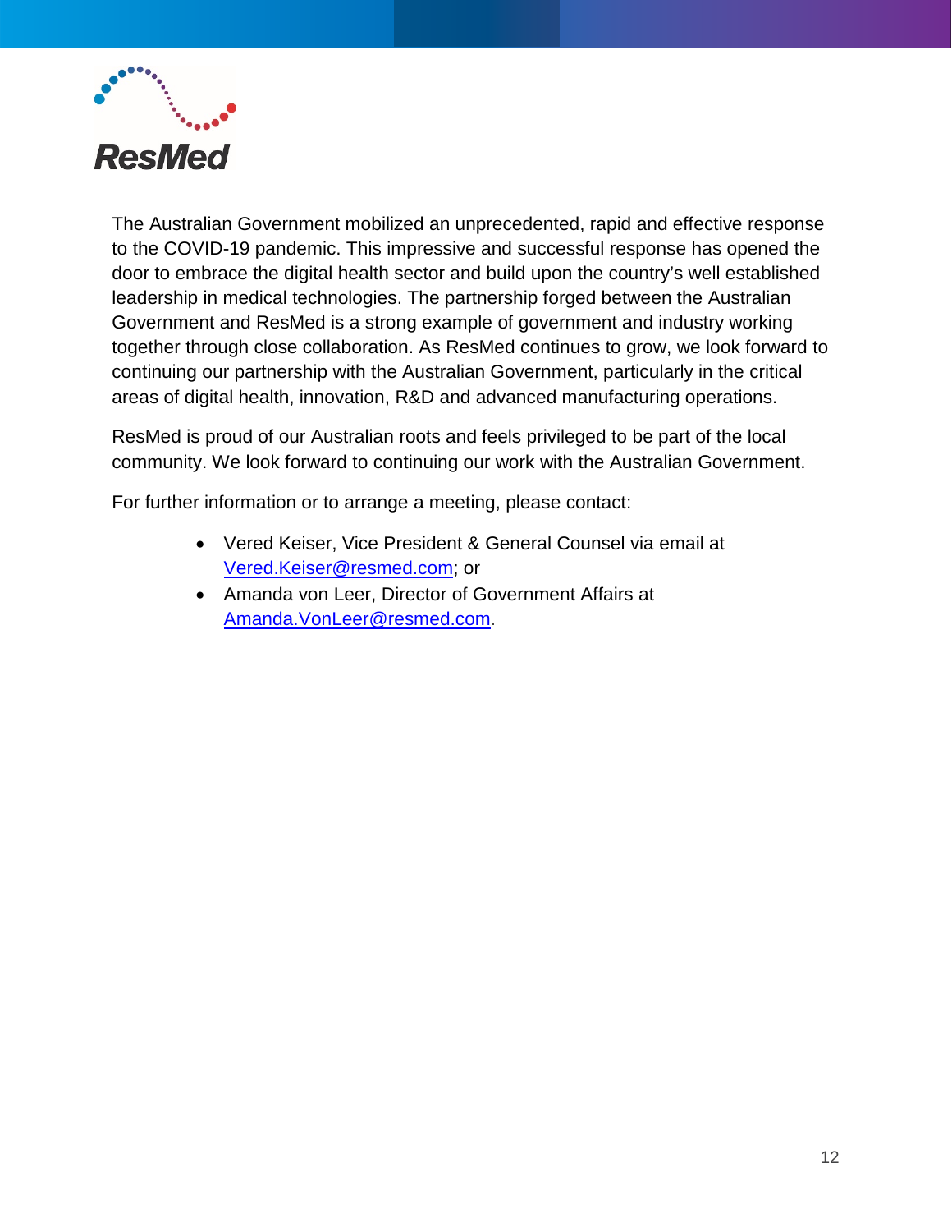The Australian Government mobilized an unprecedented, rapid and effective response to the COVID-19 pandemic. This impressive and successful response has opened the door to embrace the digital health sector and build upon the country's well established leadership in medical technologies. The partnership forged between the Australian Government and ResMed is a strong example of government and industry working together through close collaboration. As ResMed continues to grow, we look forward to continuing our partnership with the Australian Government, particularly in the critical areas of digital health, innovation, R&D and advanced manufacturing operations.

ResMed is proud of our Australian roots and feels privileged to be part of the local community. We look forward to continuing our work with the Australian Government.

For further information or to arrange a meeting, please contact:

- Vered Keiser, Vice President & General Counsel via email at Vered.Keiser@resmed.com; or
- Amanda von Leer, Director of Government Affairs at Amanda.VonLeer@resmed.com.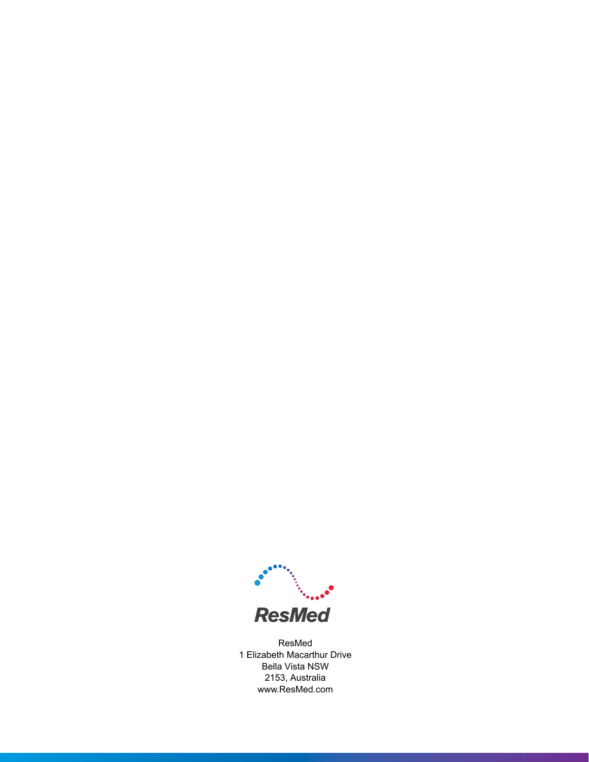ResMed
1 Elizabeth Macarthur Drive
Bella Vista NSW
2153, Australia
www.ResMed.com